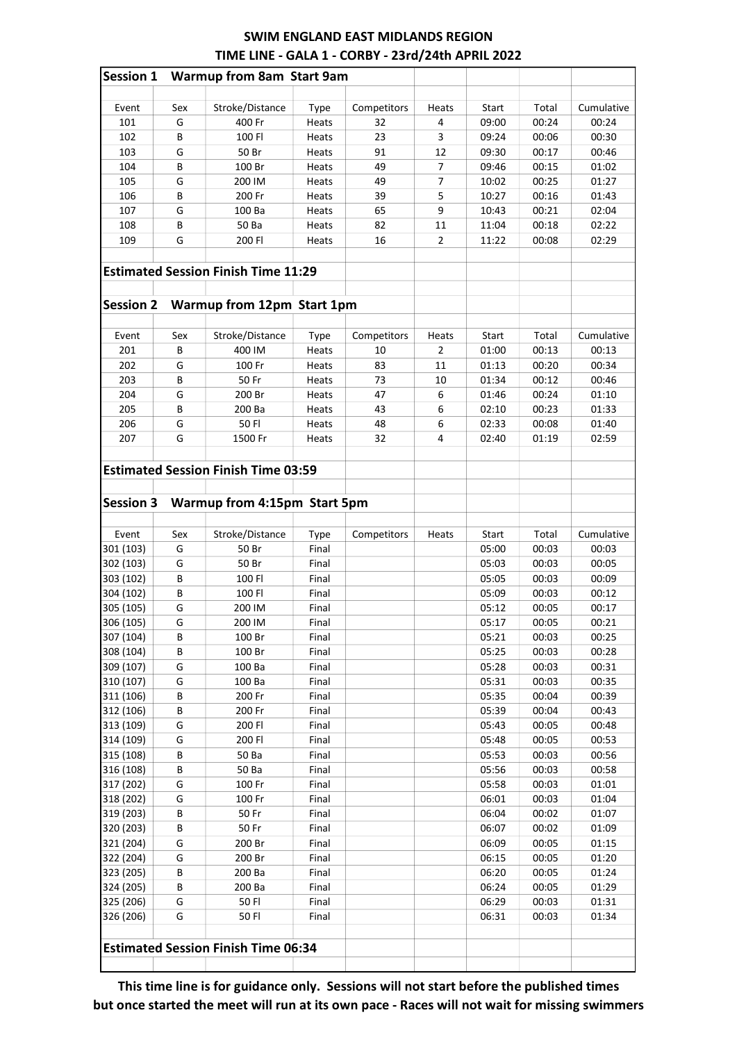# SWIM ENGLAND EAST MIDLANDS REGION

## TIME LINE - GALA 1 - CORBY - 23rd/24th APRIL 2022

### Session 1 Warmup from 8am Start 9am

| Event | Sex | Stroke/Distance | Type | Competitors | Heats | Start | Total | Cumulative |
|---|---|---|---|---|---|---|---|---|
| 101 | G | 400 Fr | Heats | 32 | 4 | 09:00 | 00:24 | 00:24 |
| 102 | B | 100 Fl | Heats | 23 | 3 | 09:24 | 00:06 | 00:30 |
| 103 | G | 50 Br | Heats | 91 | 12 | 09:30 | 00:17 | 00:46 |
| 104 | B | 100 Br | Heats | 49 | 7 | 09:46 | 00:15 | 01:02 |
| 105 | G | 200 IM | Heats | 49 | 7 | 10:02 | 00:25 | 01:27 |
| 106 | B | 200 Fr | Heats | 39 | 5 | 10:27 | 00:16 | 01:43 |
| 107 | G | 100 Ba | Heats | 65 | 9 | 10:43 | 00:21 | 02:04 |
| 108 | B | 50 Ba | Heats | 82 | 11 | 11:04 | 00:18 | 02:22 |
| 109 | G | 200 Fl | Heats | 16 | 2 | 11:22 | 00:08 | 02:29 |

**Estimated Session Finish Time 11:29**

### Session 2 Warmup from 12pm Start 1pm

| Event | Sex | Stroke/Distance | Type | Competitors | Heats | Start | Total | Cumulative |
|---|---|---|---|---|---|---|---|---|
| 201 | B | 400 IM | Heats | 10 | 2 | 01:00 | 00:13 | 00:13 |
| 202 | G | 100 Fr | Heats | 83 | 11 | 01:13 | 00:20 | 00:34 |
| 203 | B | 50 Fr | Heats | 73 | 10 | 01:34 | 00:12 | 00:46 |
| 204 | G | 200 Br | Heats | 47 | 6 | 01:46 | 00:24 | 01:10 |
| 205 | B | 200 Ba | Heats | 43 | 6 | 02:10 | 00:23 | 01:33 |
| 206 | G | 50 Fl | Heats | 48 | 6 | 02:33 | 00:08 | 01:40 |
| 207 | G | 1500 Fr | Heats | 32 | 4 | 02:40 | 01:19 | 02:59 |

**Estimated Session Finish Time 03:59**

### Session 3 Warmup from 4:15pm Start 5pm

| Event | Sex | Stroke/Distance | Type | Competitors | Heats | Start | Total | Cumulative |
|---|---|---|---|---|---|---|---|---|
| 301 (103) | G | 50 Br | Final | | | 05:00 | 00:03 | 00:03 |
| 302 (103) | G | 50 Br | Final | | | 05:03 | 00:03 | 00:05 |
| 303 (102) | B | 100 Fl | Final | | | 05:05 | 00:03 | 00:09 |
| 304 (102) | B | 100 Fl | Final | | | 05:09 | 00:03 | 00:12 |
| 305 (105) | G | 200 IM | Final | | | 05:12 | 00:05 | 00:17 |
| 306 (105) | G | 200 IM | Final | | | 05:17 | 00:05 | 00:21 |
| 307 (104) | B | 100 Br | Final | | | 05:21 | 00:03 | 00:25 |
| 308 (104) | B | 100 Br | Final | | | 05:25 | 00:03 | 00:28 |
| 309 (107) | G | 100 Ba | Final | | | 05:28 | 00:03 | 00:31 |
| 310 (107) | G | 100 Ba | Final | | | 05:31 | 00:03 | 00:35 |
| 311 (106) | B | 200 Fr | Final | | | 05:35 | 00:04 | 00:39 |
| 312 (106) | B | 200 Fr | Final | | | 05:39 | 00:04 | 00:43 |
| 313 (109) | G | 200 Fl | Final | | | 05:43 | 00:05 | 00:48 |
| 314 (109) | G | 200 Fl | Final | | | 05:48 | 00:05 | 00:53 |
| 315 (108) | B | 50 Ba | Final | | | 05:53 | 00:03 | 00:56 |
| 316 (108) | B | 50 Ba | Final | | | 05:56 | 00:03 | 00:58 |
| 317 (202) | G | 100 Fr | Final | | | 05:58 | 00:03 | 01:01 |
| 318 (202) | G | 100 Fr | Final | | | 06:01 | 00:03 | 01:04 |
| 319 (203) | B | 50 Fr | Final | | | 06:04 | 00:02 | 01:07 |
| 320 (203) | B | 50 Fr | Final | | | 06:07 | 00:02 | 01:09 |
| 321 (204) | G | 200 Br | Final | | | 06:09 | 00:05 | 01:15 |
| 322 (204) | G | 200 Br | Final | | | 06:15 | 00:05 | 01:20 |
| 323 (205) | B | 200 Ba | Final | | | 06:20 | 00:05 | 01:24 |
| 324 (205) | B | 200 Ba | Final | | | 06:24 | 00:05 | 01:29 |
| 325 (206) | G | 50 Fl | Final | | | 06:29 | 00:03 | 01:31 |
| 326 (206) | G | 50 Fl | Final | | | 06:31 | 00:03 | 01:34 |

**Estimated Session Finish Time 06:34**

**This time line is for guidance only. Sessions will not start before the published times but once started the meet will run at its own pace - Races will not wait for missing swimmers**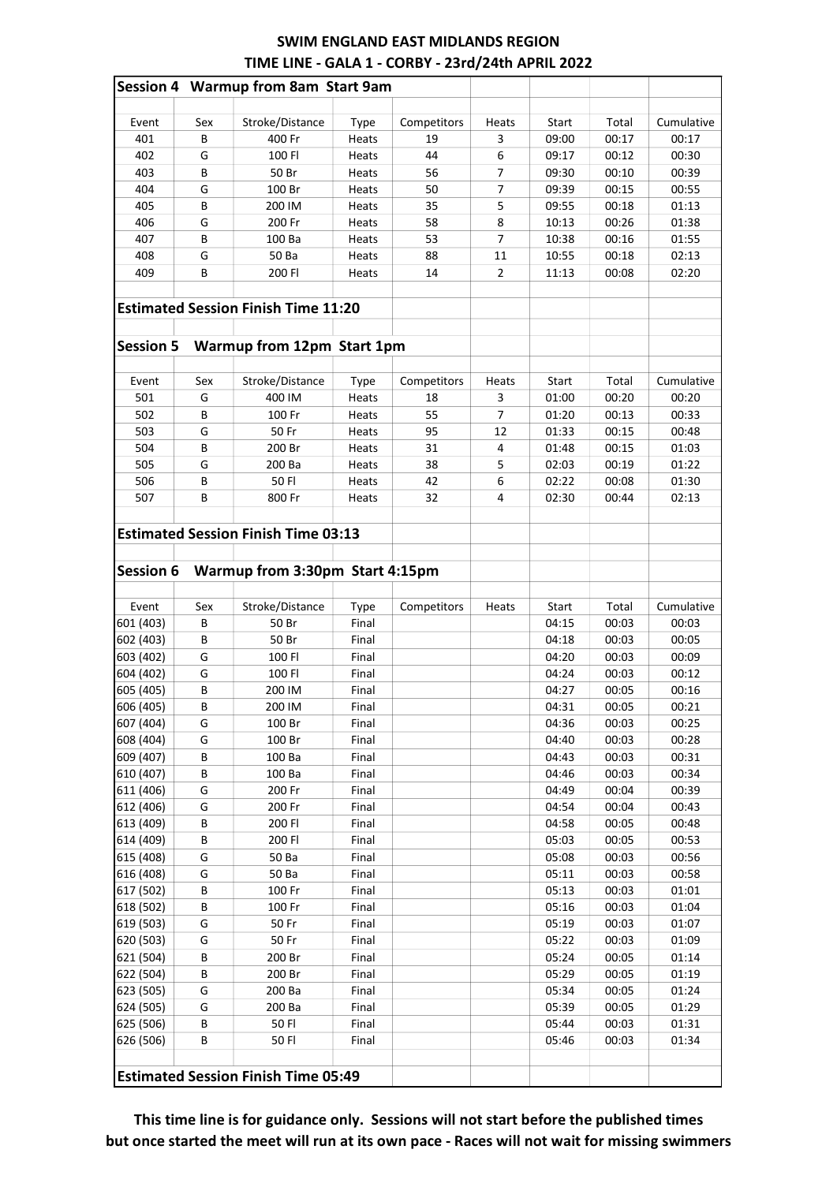# SWIM ENGLAND EAST MIDLANDS REGION
## TIME LINE - GALA 1 - CORBY - 23rd/24th APRIL 2022

### Session 4 Warmup from 8am Start 9am

| Event | Sex | Stroke/Distance | Type | Competitors | Heats | Start | Total | Cumulative |
|---|---|---|---|---|---|---|---|---|
| 401 | B | 400 Fr | Heats | 19 | 3 | 09:00 | 00:17 | 00:17 |
| 402 | G | 100 Fl | Heats | 44 | 6 | 09:17 | 00:12 | 00:30 |
| 403 | B | 50 Br | Heats | 56 | 7 | 09:30 | 00:10 | 00:39 |
| 404 | G | 100 Br | Heats | 50 | 7 | 09:39 | 00:15 | 00:55 |
| 405 | B | 200 IM | Heats | 35 | 5 | 09:55 | 00:18 | 01:13 |
| 406 | G | 200 Fr | Heats | 58 | 8 | 10:13 | 00:26 | 01:38 |
| 407 | B | 100 Ba | Heats | 53 | 7 | 10:38 | 00:16 | 01:55 |
| 408 | G | 50 Ba | Heats | 88 | 11 | 10:55 | 00:18 | 02:13 |
| 409 | B | 200 Fl | Heats | 14 | 2 | 11:13 | 00:08 | 02:20 |

**Estimated Session Finish Time 11:20**

### Session 5 Warmup from 12pm Start 1pm

| Event | Sex | Stroke/Distance | Type | Competitors | Heats | Start | Total | Cumulative |
|---|---|---|---|---|---|---|---|---|
| 501 | G | 400 IM | Heats | 18 | 3 | 01:00 | 00:20 | 00:20 |
| 502 | B | 100 Fr | Heats | 55 | 7 | 01:20 | 00:13 | 00:33 |
| 503 | G | 50 Fr | Heats | 95 | 12 | 01:33 | 00:15 | 00:48 |
| 504 | B | 200 Br | Heats | 31 | 4 | 01:48 | 00:15 | 01:03 |
| 505 | G | 200 Ba | Heats | 38 | 5 | 02:03 | 00:19 | 01:22 |
| 506 | B | 50 Fl | Heats | 42 | 6 | 02:22 | 00:08 | 01:30 |
| 507 | B | 800 Fr | Heats | 32 | 4 | 02:30 | 00:44 | 02:13 |

**Estimated Session Finish Time 03:13**

### Session 6 Warmup from 3:30pm Start 4:15pm

| Event | Sex | Stroke/Distance | Type | Competitors | Heats | Start | Total | Cumulative |
|---|---|---|---|---|---|---|---|---|
| 601 (403) | B | 50 Br | Final | | | 04:15 | 00:03 | 00:03 |
| 602 (403) | B | 50 Br | Final | | | 04:18 | 00:03 | 00:05 |
| 603 (402) | G | 100 Fl | Final | | | 04:20 | 00:03 | 00:09 |
| 604 (402) | G | 100 Fl | Final | | | 04:24 | 00:03 | 00:12 |
| 605 (405) | B | 200 IM | Final | | | 04:27 | 00:05 | 00:16 |
| 606 (405) | B | 200 IM | Final | | | 04:31 | 00:05 | 00:21 |
| 607 (404) | G | 100 Br | Final | | | 04:36 | 00:03 | 00:25 |
| 608 (404) | G | 100 Br | Final | | | 04:40 | 00:03 | 00:28 |
| 609 (407) | B | 100 Ba | Final | | | 04:43 | 00:03 | 00:31 |
| 610 (407) | B | 100 Ba | Final | | | 04:46 | 00:03 | 00:34 |
| 611 (406) | G | 200 Fr | Final | | | 04:49 | 00:04 | 00:39 |
| 612 (406) | G | 200 Fr | Final | | | 04:54 | 00:04 | 00:43 |
| 613 (409) | B | 200 Fl | Final | | | 04:58 | 00:05 | 00:48 |
| 614 (409) | B | 200 Fl | Final | | | 05:03 | 00:05 | 00:53 |
| 615 (408) | G | 50 Ba | Final | | | 05:08 | 00:03 | 00:56 |
| 616 (408) | G | 50 Ba | Final | | | 05:11 | 00:03 | 00:58 |
| 617 (502) | B | 100 Fr | Final | | | 05:13 | 00:03 | 01:01 |
| 618 (502) | B | 100 Fr | Final | | | 05:16 | 00:03 | 01:04 |
| 619 (503) | G | 50 Fr | Final | | | 05:19 | 00:03 | 01:07 |
| 620 (503) | G | 50 Fr | Final | | | 05:22 | 00:03 | 01:09 |
| 621 (504) | B | 200 Br | Final | | | 05:24 | 00:05 | 01:14 |
| 622 (504) | B | 200 Br | Final | | | 05:29 | 00:05 | 01:19 |
| 623 (505) | G | 200 Ba | Final | | | 05:34 | 00:05 | 01:24 |
| 624 (505) | G | 200 Ba | Final | | | 05:39 | 00:05 | 01:29 |
| 625 (506) | B | 50 Fl | Final | | | 05:44 | 00:03 | 01:31 |
| 626 (506) | B | 50 Fl | Final | | | 05:46 | 00:03 | 01:34 |

**Estimated Session Finish Time 05:49**

**This time line is for guidance only. Sessions will not start before the published times but once started the meet will run at its own pace - Races will not wait for missing swimmers**